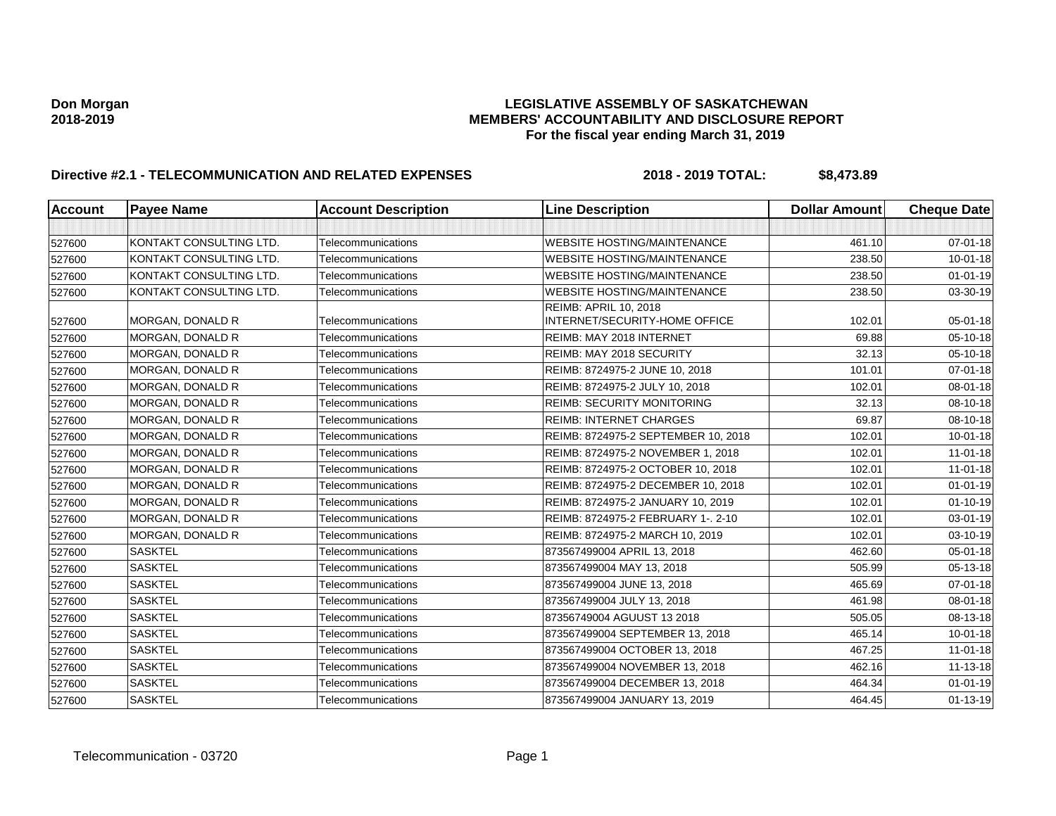**Don Morgan**
**2018-2019**

# LEGISLATIVE ASSEMBLY OF SASKATCHEWAN
## MEMBERS' ACCOUNTABILITY AND DISCLOSURE REPORT
### For the fiscal year ending March 31, 2019

**Directive #2.1 - TELECOMMUNICATION AND RELATED EXPENSES** **2018 - 2019 TOTAL: $8,473.89**

| Account | Payee Name | Account Description | Line Description | Dollar Amount | Cheque Date |
|---|---|---|---|---|---|
| | | | | | |
| 527600 | KONTAKT CONSULTING LTD. | Telecommunications | WEBSITE HOSTING/MAINTENANCE | 461.10 | 07-01-18 |
| 527600 | KONTAKT CONSULTING LTD. | Telecommunications | WEBSITE HOSTING/MAINTENANCE | 238.50 | 10-01-18 |
| 527600 | KONTAKT CONSULTING LTD. | Telecommunications | WEBSITE HOSTING/MAINTENANCE | 238.50 | 01-01-19 |
| 527600 | KONTAKT CONSULTING LTD. | Telecommunications | WEBSITE HOSTING/MAINTENANCE | 238.50 | 03-30-19 |
| 527600 | MORGAN, DONALD R | Telecommunications | REIMB: APRIL 10, 2018 INTERNET/SECURITY-HOME OFFICE | 102.01 | 05-01-18 |
| 527600 | MORGAN, DONALD R | Telecommunications | REIMB: MAY 2018 INTERNET | 69.88 | 05-10-18 |
| 527600 | MORGAN, DONALD R | Telecommunications | REIMB: MAY 2018 SECURITY | 32.13 | 05-10-18 |
| 527600 | MORGAN, DONALD R | Telecommunications | REIMB: 8724975-2 JUNE 10, 2018 | 101.01 | 07-01-18 |
| 527600 | MORGAN, DONALD R | Telecommunications | REIMB: 8724975-2 JULY 10, 2018 | 102.01 | 08-01-18 |
| 527600 | MORGAN, DONALD R | Telecommunications | REIMB: SECURITY MONITORING | 32.13 | 08-10-18 |
| 527600 | MORGAN, DONALD R | Telecommunications | REIMB: INTERNET CHARGES | 69.87 | 08-10-18 |
| 527600 | MORGAN, DONALD R | Telecommunications | REIMB: 8724975-2 SEPTEMBER 10, 2018 | 102.01 | 10-01-18 |
| 527600 | MORGAN, DONALD R | Telecommunications | REIMB: 8724975-2 NOVEMBER 1, 2018 | 102.01 | 11-01-18 |
| 527600 | MORGAN, DONALD R | Telecommunications | REIMB: 8724975-2 OCTOBER 10, 2018 | 102.01 | 11-01-18 |
| 527600 | MORGAN, DONALD R | Telecommunications | REIMB: 8724975-2 DECEMBER 10, 2018 | 102.01 | 01-01-19 |
| 527600 | MORGAN, DONALD R | Telecommunications | REIMB: 8724975-2 JANUARY 10, 2019 | 102.01 | 01-10-19 |
| 527600 | MORGAN, DONALD R | Telecommunications | REIMB: 8724975-2 FEBRUARY 1-. 2-10 | 102.01 | 03-01-19 |
| 527600 | MORGAN, DONALD R | Telecommunications | REIMB: 8724975-2 MARCH 10, 2019 | 102.01 | 03-10-19 |
| 527600 | SASKTEL | Telecommunications | 873567499004 APRIL 13, 2018 | 462.60 | 05-01-18 |
| 527600 | SASKTEL | Telecommunications | 873567499004 MAY 13, 2018 | 505.99 | 05-13-18 |
| 527600 | SASKTEL | Telecommunications | 873567499004 JUNE 13, 2018 | 465.69 | 07-01-18 |
| 527600 | SASKTEL | Telecommunications | 873567499004 JULY 13, 2018 | 461.98 | 08-01-18 |
| 527600 | SASKTEL | Telecommunications | 87356749004 AGUUST 13 2018 | 505.05 | 08-13-18 |
| 527600 | SASKTEL | Telecommunications | 873567499004 SEPTEMBER 13, 2018 | 465.14 | 10-01-18 |
| 527600 | SASKTEL | Telecommunications | 873567499004 OCTOBER 13, 2018 | 467.25 | 11-01-18 |
| 527600 | SASKTEL | Telecommunications | 873567499004 NOVEMBER 13, 2018 | 462.16 | 11-13-18 |
| 527600 | SASKTEL | Telecommunications | 873567499004 DECEMBER 13, 2018 | 464.34 | 01-01-19 |
| 527600 | SASKTEL | Telecommunications | 873567499004 JANUARY 13, 2019 | 464.45 | 01-13-19 |

Telecommunication - 03720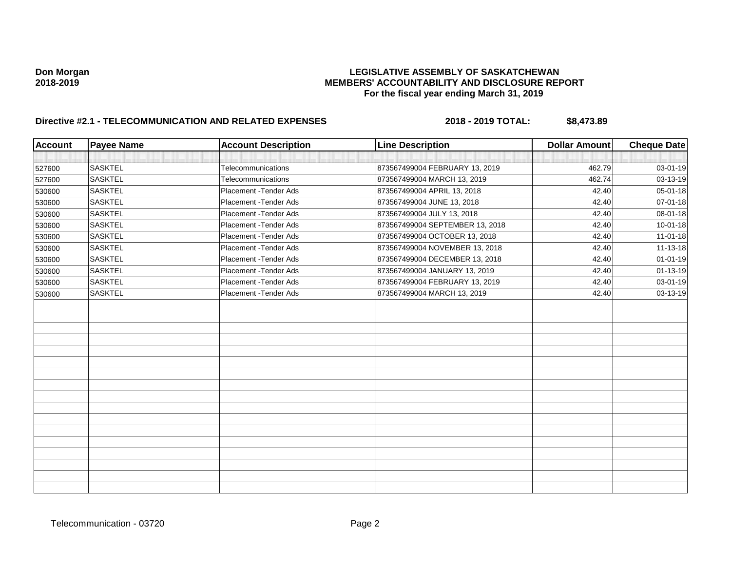**Don Morgan**
**2018-2019**

# LEGISLATIVE ASSEMBLY OF SASKATCHEWAN
## MEMBERS' ACCOUNTABILITY AND DISCLOSURE REPORT
### For the fiscal year ending March 31, 2019

**Directive #2.1 - TELECOMMUNICATION AND RELATED EXPENSES** **2018 - 2019 TOTAL: $8,473.89**

| Account | Payee Name | Account Description | Line Description | Dollar Amount | Cheque Date |
|---|---|---|---|---|---|
| | | | | | |
| 527600 | SASKTEL | Telecommunications | 873567499004 FEBRUARY 13, 2019 | 462.79 | 03-01-19 |
| 527600 | SASKTEL | Telecommunications | 873567499004 MARCH 13, 2019 | 462.74 | 03-13-19 |
| 530600 | SASKTEL | Placement -Tender Ads | 873567499004 APRIL 13, 2018 | 42.40 | 05-01-18 |
| 530600 | SASKTEL | Placement -Tender Ads | 873567499004 JUNE 13, 2018 | 42.40 | 07-01-18 |
| 530600 | SASKTEL | Placement -Tender Ads | 873567499004 JULY 13, 2018 | 42.40 | 08-01-18 |
| 530600 | SASKTEL | Placement -Tender Ads | 873567499004 SEPTEMBER 13, 2018 | 42.40 | 10-01-18 |
| 530600 | SASKTEL | Placement -Tender Ads | 873567499004 OCTOBER 13, 2018 | 42.40 | 11-01-18 |
| 530600 | SASKTEL | Placement -Tender Ads | 873567499004 NOVEMBER 13, 2018 | 42.40 | 11-13-18 |
| 530600 | SASKTEL | Placement -Tender Ads | 873567499004 DECEMBER 13, 2018 | 42.40 | 01-01-19 |
| 530600 | SASKTEL | Placement -Tender Ads | 873567499004 JANUARY 13, 2019 | 42.40 | 01-13-19 |
| 530600 | SASKTEL | Placement -Tender Ads | 873567499004 FEBRUARY 13, 2019 | 42.40 | 03-01-19 |
| 530600 | SASKTEL | Placement -Tender Ads | 873567499004 MARCH 13, 2019 | 42.40 | 03-13-19 |

Telecommunication - 03720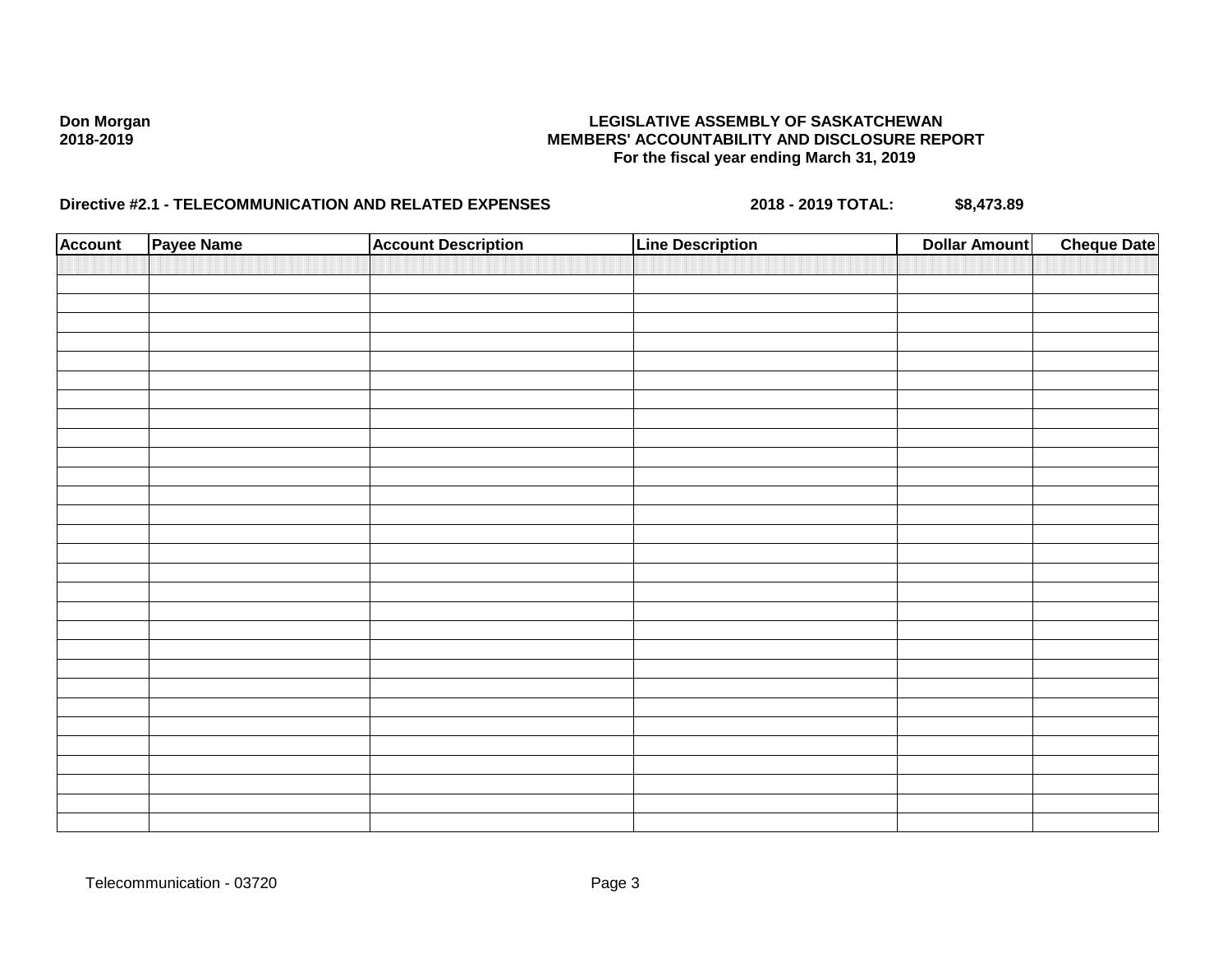**Don Morgan**
**2018-2019**

**LEGISLATIVE ASSEMBLY OF SASKATCHEWAN**
**MEMBERS' ACCOUNTABILITY AND DISCLOSURE REPORT**
**For the fiscal year ending March 31, 2019**

**Directive #2.1 - TELECOMMUNICATION AND RELATED EXPENSES** **2018 - 2019 TOTAL: $8,473.89**

| Account | Payee Name | Account Description | Line Description | Dollar Amount | Cheque Date |
|---|---|---|---|---|---|
| | | | | | |

Telecommunication - 03720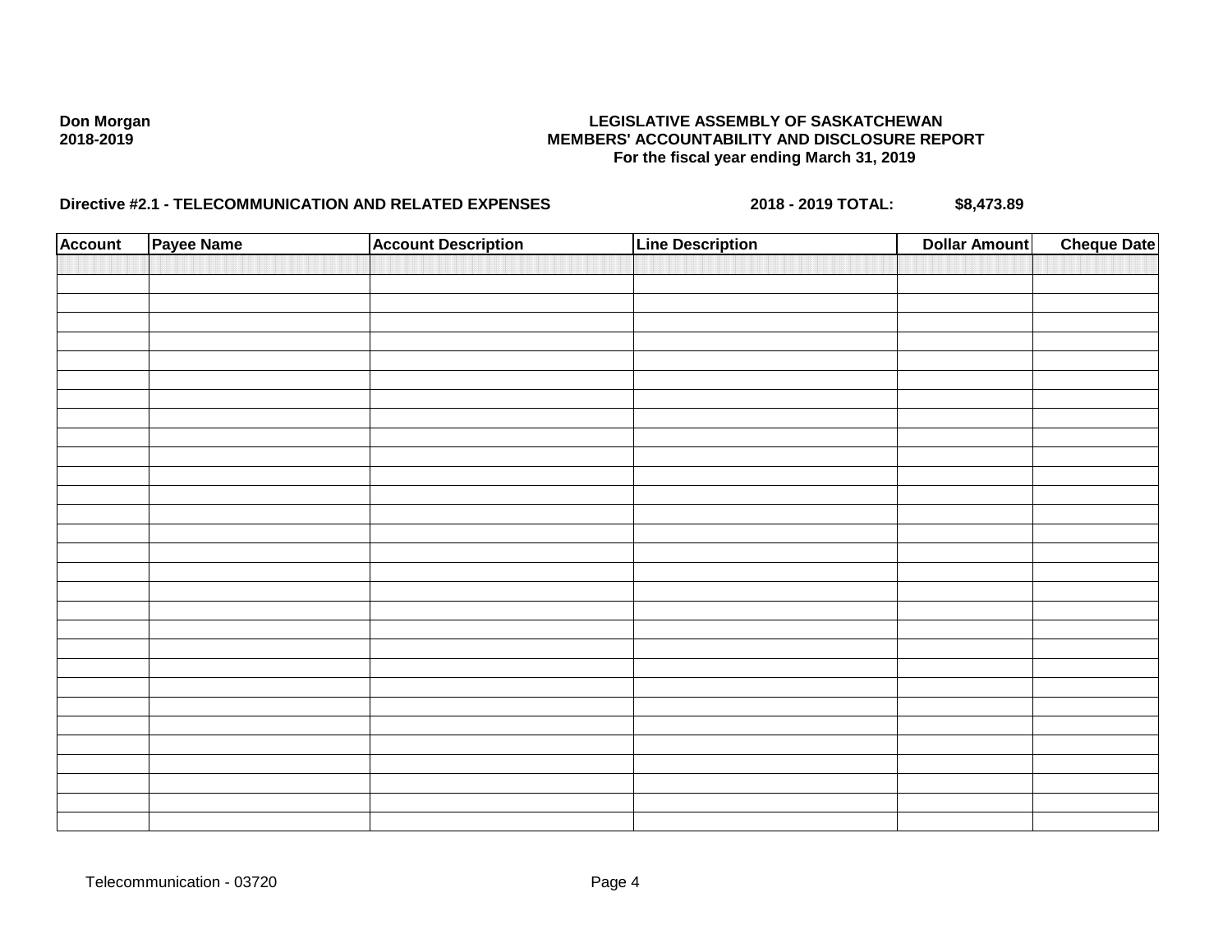Don Morgan
2018-2019

**LEGISLATIVE ASSEMBLY OF SASKATCHEWAN**
**MEMBERS' ACCOUNTABILITY AND DISCLOSURE REPORT**
**For the fiscal year ending March 31, 2019**

**Directive #2.1 - TELECOMMUNICATION AND RELATED EXPENSES** **2018 - 2019 TOTAL: $8,473.89**

| Account | Payee Name | Account Description | Line Description | Dollar Amount | Cheque Date |
|---|---|---|---|---|---|
| | | | | | |

Telecommunication - 03720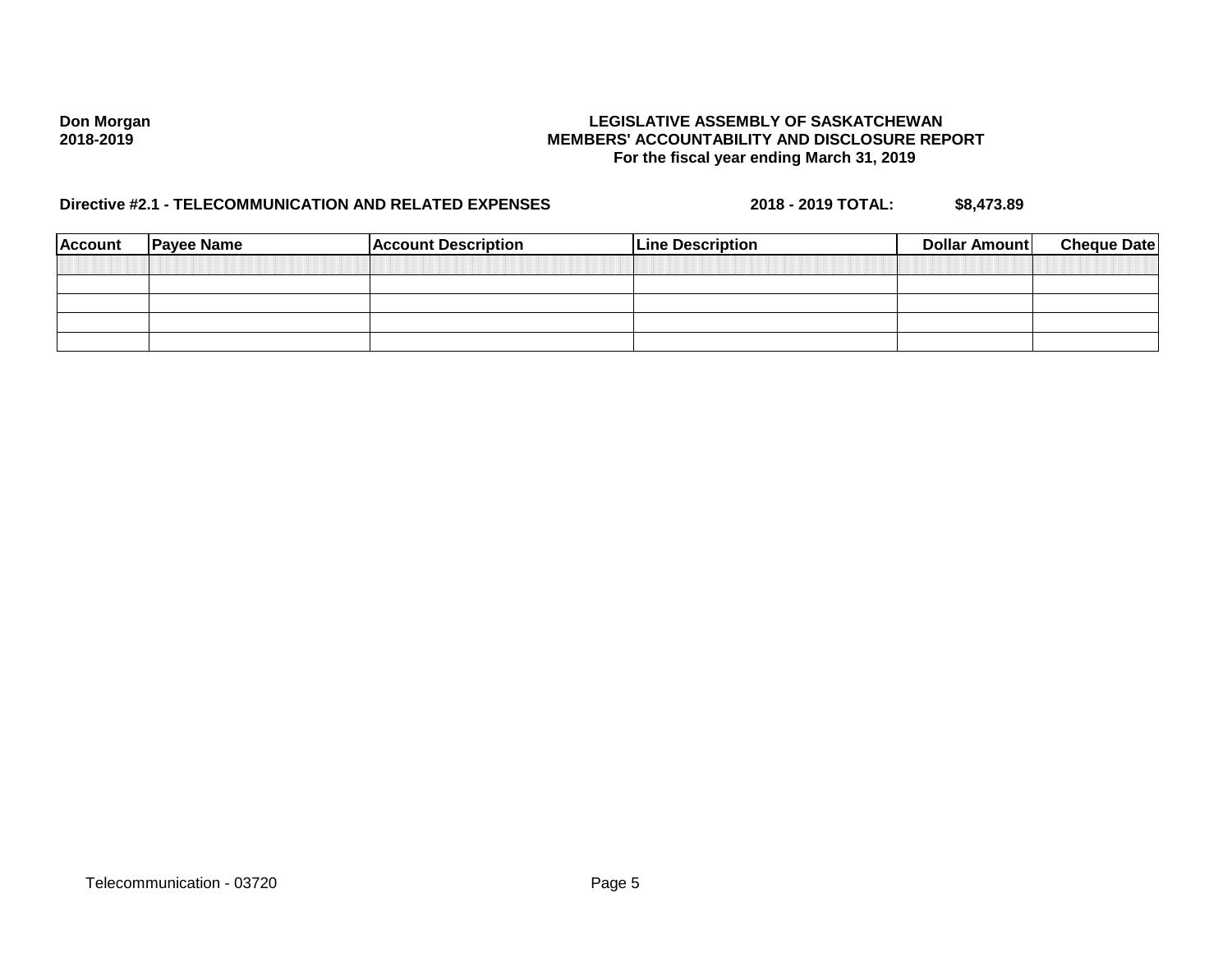**Don Morgan**
**2018-2019**

**LEGISLATIVE ASSEMBLY OF SASKATCHEWAN**
**MEMBERS' ACCOUNTABILITY AND DISCLOSURE REPORT**
**For the fiscal year ending March 31, 2019**

**Directive #2.1 - TELECOMMUNICATION AND RELATED EXPENSES** **2018 - 2019 TOTAL:** **$8,473.89**

| Account | Payee Name | Account Description | Line Description | Dollar Amount | Cheque Date |
|---|---|---|---|---|---|
| | | | | | |
| | | | | | |
| | | | | | |
| | | | | | |
| | | | | | |

Telecommunication - 03720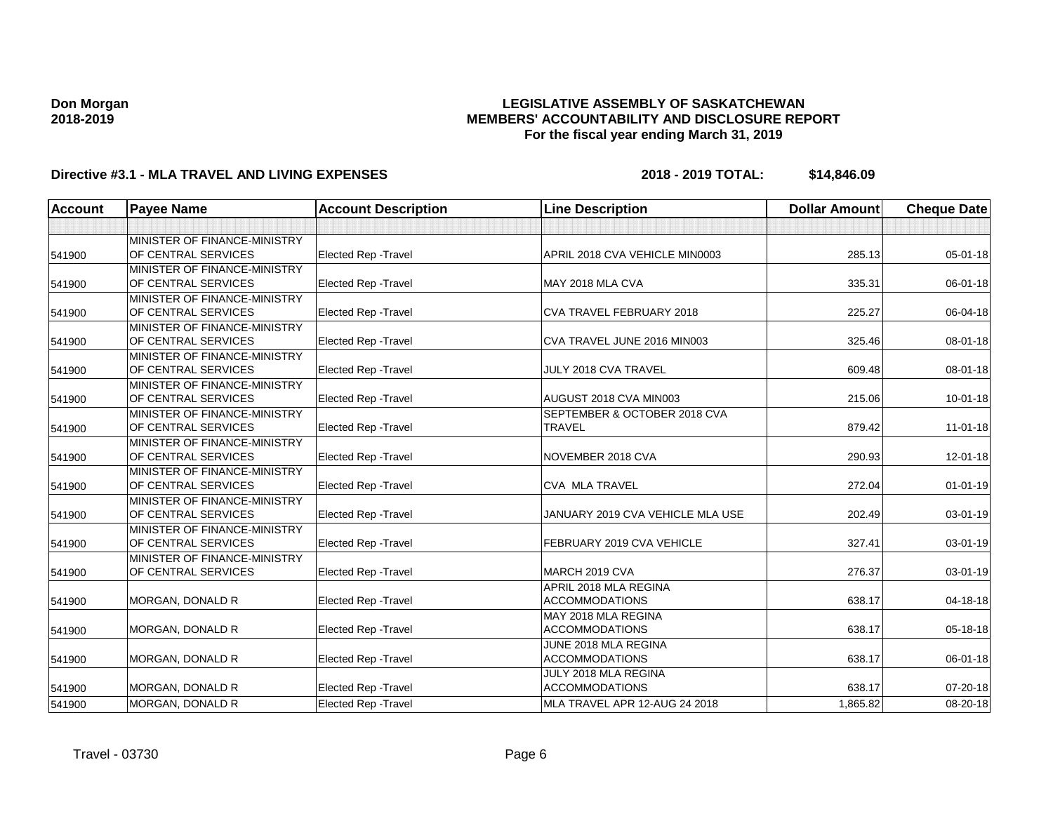**Don Morgan**
**2018-2019**

# LEGISLATIVE ASSEMBLY OF SASKATCHEWAN
## MEMBERS' ACCOUNTABILITY AND DISCLOSURE REPORT
### For the fiscal year ending March 31, 2019

**Directive #3.1 - MLA TRAVEL AND LIVING EXPENSES** **2018 - 2019 TOTAL: $14,846.09**

| Account | Payee Name | Account Description | Line Description | Dollar Amount | Cheque Date |
|---|---|---|---|---|---|
| | | | | | |
| 541900 | MINISTER OF FINANCE-MINISTRY OF CENTRAL SERVICES | Elected Rep -Travel | APRIL 2018 CVA VEHICLE MIN0003 | 285.13 | 05-01-18 |
| 541900 | MINISTER OF FINANCE-MINISTRY OF CENTRAL SERVICES | Elected Rep -Travel | MAY 2018 MLA CVA | 335.31 | 06-01-18 |
| 541900 | MINISTER OF FINANCE-MINISTRY OF CENTRAL SERVICES | Elected Rep -Travel | CVA TRAVEL FEBRUARY 2018 | 225.27 | 06-04-18 |
| 541900 | MINISTER OF FINANCE-MINISTRY OF CENTRAL SERVICES | Elected Rep -Travel | CVA TRAVEL JUNE 2016 MIN003 | 325.46 | 08-01-18 |
| 541900 | MINISTER OF FINANCE-MINISTRY OF CENTRAL SERVICES | Elected Rep -Travel | JULY 2018 CVA TRAVEL | 609.48 | 08-01-18 |
| 541900 | MINISTER OF FINANCE-MINISTRY OF CENTRAL SERVICES | Elected Rep -Travel | AUGUST 2018 CVA MIN003 | 215.06 | 10-01-18 |
| 541900 | MINISTER OF FINANCE-MINISTRY OF CENTRAL SERVICES | Elected Rep -Travel | SEPTEMBER & OCTOBER 2018 CVA TRAVEL | 879.42 | 11-01-18 |
| 541900 | MINISTER OF FINANCE-MINISTRY OF CENTRAL SERVICES | Elected Rep -Travel | NOVEMBER 2018 CVA | 290.93 | 12-01-18 |
| 541900 | MINISTER OF FINANCE-MINISTRY OF CENTRAL SERVICES | Elected Rep -Travel | CVA MLA TRAVEL | 272.04 | 01-01-19 |
| 541900 | MINISTER OF FINANCE-MINISTRY OF CENTRAL SERVICES | Elected Rep -Travel | JANUARY 2019 CVA VEHICLE MLA USE | 202.49 | 03-01-19 |
| 541900 | MINISTER OF FINANCE-MINISTRY OF CENTRAL SERVICES | Elected Rep -Travel | FEBRUARY 2019 CVA VEHICLE | 327.41 | 03-01-19 |
| 541900 | MINISTER OF FINANCE-MINISTRY OF CENTRAL SERVICES | Elected Rep -Travel | MARCH 2019 CVA | 276.37 | 03-01-19 |
| 541900 | MORGAN, DONALD R | Elected Rep -Travel | APRIL 2018 MLA REGINA ACCOMMODATIONS | 638.17 | 04-18-18 |
| 541900 | MORGAN, DONALD R | Elected Rep -Travel | MAY 2018 MLA REGINA ACCOMMODATIONS | 638.17 | 05-18-18 |
| 541900 | MORGAN, DONALD R | Elected Rep -Travel | JUNE 2018 MLA REGINA ACCOMMODATIONS | 638.17 | 06-01-18 |
| 541900 | MORGAN, DONALD R | Elected Rep -Travel | JULY 2018 MLA REGINA ACCOMMODATIONS | 638.17 | 07-20-18 |
| 541900 | MORGAN, DONALD R | Elected Rep -Travel | MLA TRAVEL APR 12-AUG 24 2018 | 1,865.82 | 08-20-18 |

Travel - 03730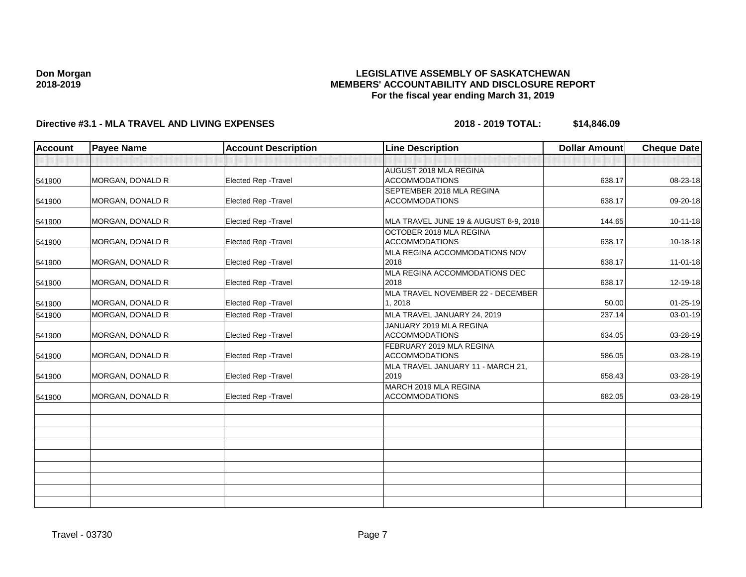Don Morgan
2018-2019

# LEGISLATIVE ASSEMBLY OF SASKATCHEWAN
## MEMBERS' ACCOUNTABILITY AND DISCLOSURE REPORT
### For the fiscal year ending March 31, 2019

**Directive #3.1 - MLA TRAVEL AND LIVING EXPENSES** **2018 - 2019 TOTAL: $14,846.09**

| Account | Payee Name | Account Description | Line Description | Dollar Amount | Cheque Date |
|---|---|---|---|---|---|
| | | | | | |
| 541900 | MORGAN, DONALD R | Elected Rep -Travel | AUGUST 2018 MLA REGINA ACCOMMODATIONS | 638.17 | 08-23-18 |
| 541900 | MORGAN, DONALD R | Elected Rep -Travel | SEPTEMBER 2018 MLA REGINA ACCOMMODATIONS | 638.17 | 09-20-18 |
| 541900 | MORGAN, DONALD R | Elected Rep -Travel | MLA TRAVEL JUNE 19 & AUGUST 8-9, 2018 | 144.65 | 10-11-18 |
| 541900 | MORGAN, DONALD R | Elected Rep -Travel | OCTOBER 2018 MLA REGINA ACCOMMODATIONS | 638.17 | 10-18-18 |
| 541900 | MORGAN, DONALD R | Elected Rep -Travel | MLA REGINA ACCOMMODATIONS NOV 2018 | 638.17 | 11-01-18 |
| 541900 | MORGAN, DONALD R | Elected Rep -Travel | MLA REGINA ACCOMMODATIONS DEC 2018 | 638.17 | 12-19-18 |
| 541900 | MORGAN, DONALD R | Elected Rep -Travel | MLA TRAVEL NOVEMBER 22 - DECEMBER 1, 2018 | 50.00 | 01-25-19 |
| 541900 | MORGAN, DONALD R | Elected Rep -Travel | MLA TRAVEL JANUARY 24, 2019 | 237.14 | 03-01-19 |
| 541900 | MORGAN, DONALD R | Elected Rep -Travel | JANUARY 2019 MLA REGINA ACCOMMODATIONS | 634.05 | 03-28-19 |
| 541900 | MORGAN, DONALD R | Elected Rep -Travel | FEBRUARY 2019 MLA REGINA ACCOMMODATIONS | 586.05 | 03-28-19 |
| 541900 | MORGAN, DONALD R | Elected Rep -Travel | MLA TRAVEL JANUARY 11 - MARCH 21, 2019 | 658.43 | 03-28-19 |
| 541900 | MORGAN, DONALD R | Elected Rep -Travel | MARCH 2019 MLA REGINA ACCOMMODATIONS | 682.05 | 03-28-19 |
| | | | | | |
| | | | | | |
| | | | | | |
| | | | | | |
| | | | | | |
| | | | | | |
| | | | | | |
| | | | | | |
| | | | | | |

Travel - 03730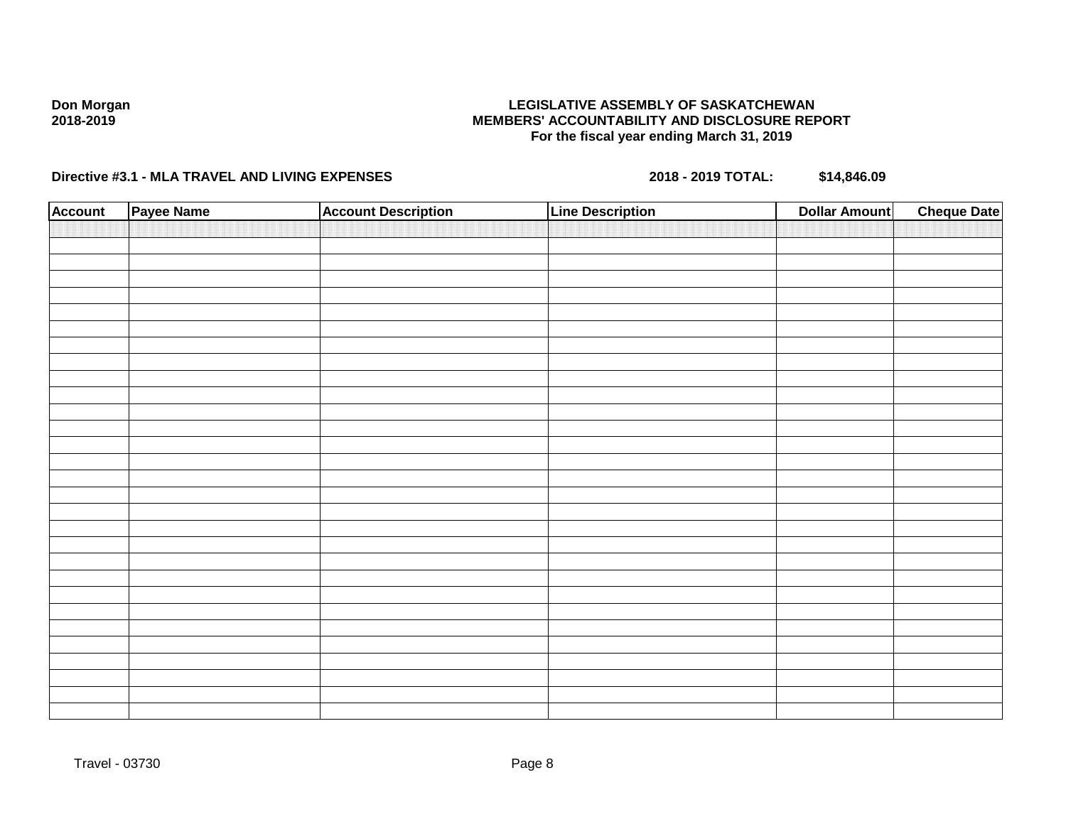**Don Morgan**
**2018-2019**

**LEGISLATIVE ASSEMBLY OF SASKATCHEWAN**
**MEMBERS' ACCOUNTABILITY AND DISCLOSURE REPORT**
**For the fiscal year ending March 31, 2019**

**Directive #3.1 - MLA TRAVEL AND LIVING EXPENSES** **2018 - 2019 TOTAL: $14,846.09**

| Account | Payee Name | Account Description | Line Description | Dollar Amount | Cheque Date |
|---|---|---|---|---|---|
| | | | | | |

Travel - 03730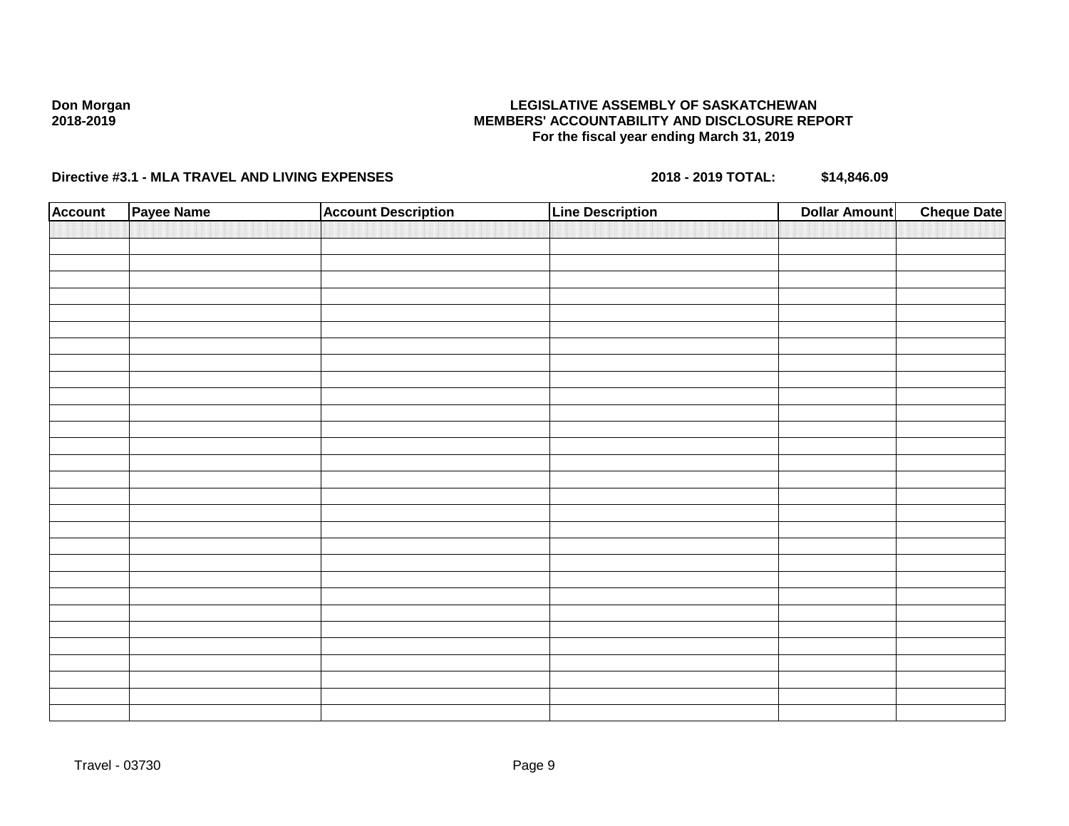**Don Morgan**
**2018-2019**

**LEGISLATIVE ASSEMBLY OF SASKATCHEWAN**
**MEMBERS' ACCOUNTABILITY AND DISCLOSURE REPORT**
**For the fiscal year ending March 31, 2019**

**Directive #3.1 - MLA TRAVEL AND LIVING EXPENSES** **2018 - 2019 TOTAL:** **$14,846.09**

| Account | Payee Name | Account Description | Line Description | Dollar Amount | Cheque Date |
|---|---|---|---|---|---|
| | | | | | |

Travel - 03730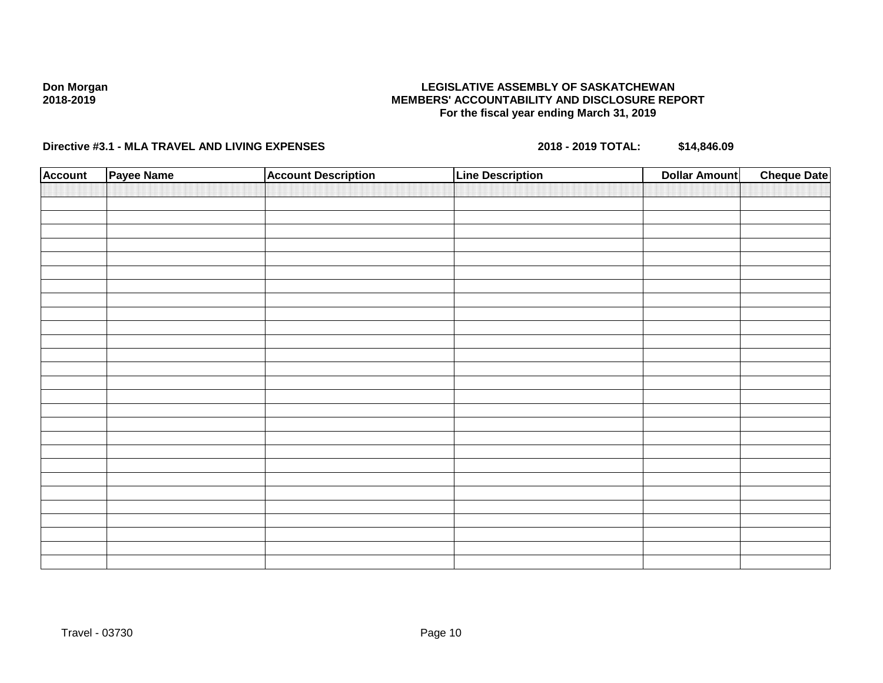**Don Morgan**
**2018-2019**

**LEGISLATIVE ASSEMBLY OF SASKATCHEWAN**
**MEMBERS' ACCOUNTABILITY AND DISCLOSURE REPORT**
**For the fiscal year ending March 31, 2019**

**Directive #3.1 - MLA TRAVEL AND LIVING EXPENSES** **2018 - 2019 TOTAL: $14,846.09**

| Account | Payee Name | Account Description | Line Description | Dollar Amount | Cheque Date |
|---|---|---|---|---|---|
| | | | | | |

Travel - 03730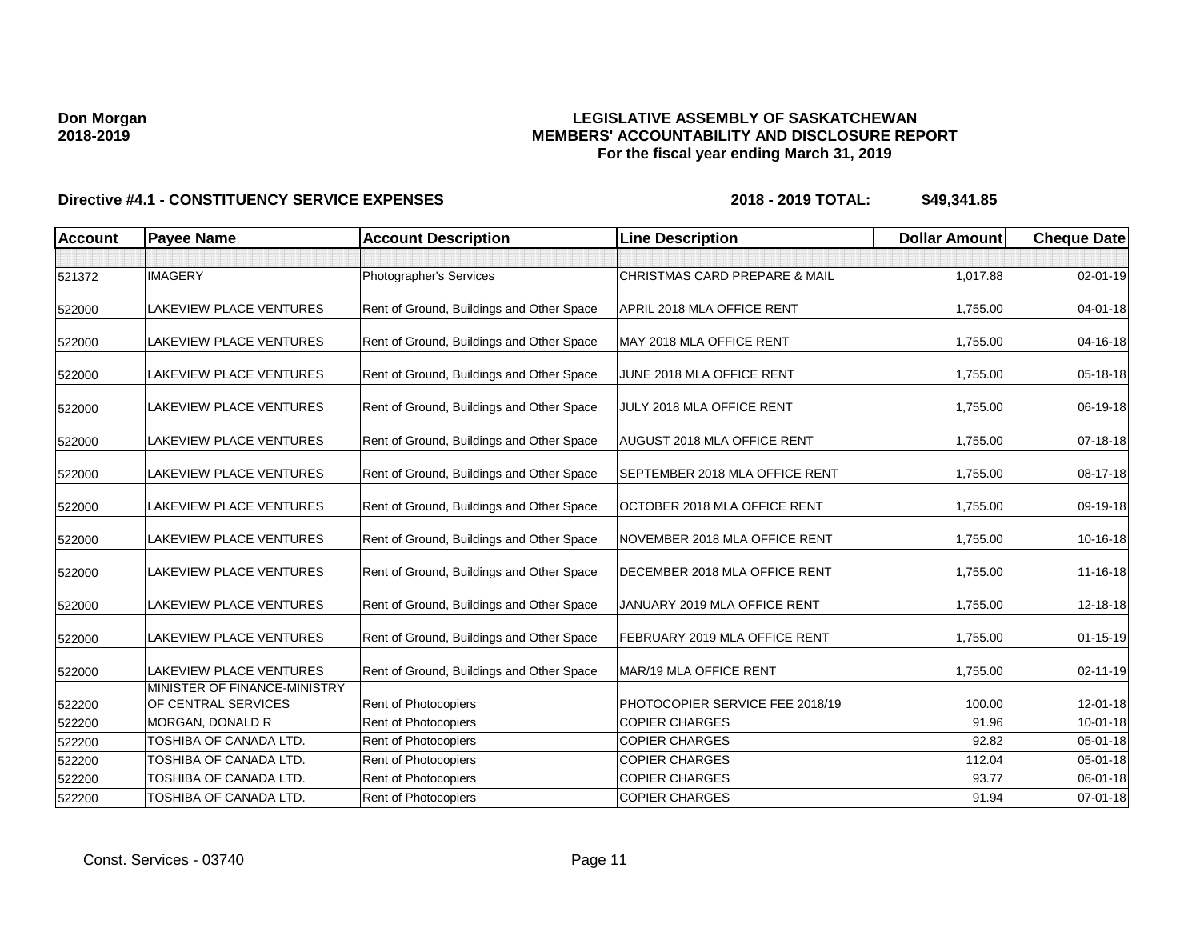**Don Morgan**
**2018-2019**

# LEGISLATIVE ASSEMBLY OF SASKATCHEWAN
## MEMBERS' ACCOUNTABILITY AND DISCLOSURE REPORT
### For the fiscal year ending March 31, 2019

**Directive #4.1 - CONSTITUENCY SERVICE EXPENSES** **2018 - 2019 TOTAL: $49,341.85**

| Account | Payee Name | Account Description | Line Description | Dollar Amount | Cheque Date |
|---|---|---|---|---|---|
| | | | | | |
| 521372 | IMAGERY | Photographer's Services | CHRISTMAS CARD PREPARE & MAIL | 1,017.88 | 02-01-19 |
| 522000 | LAKEVIEW PLACE VENTURES | Rent of Ground, Buildings and Other Space | APRIL 2018 MLA OFFICE RENT | 1,755.00 | 04-01-18 |
| 522000 | LAKEVIEW PLACE VENTURES | Rent of Ground, Buildings and Other Space | MAY 2018 MLA OFFICE RENT | 1,755.00 | 04-16-18 |
| 522000 | LAKEVIEW PLACE VENTURES | Rent of Ground, Buildings and Other Space | JUNE 2018 MLA OFFICE RENT | 1,755.00 | 05-18-18 |
| 522000 | LAKEVIEW PLACE VENTURES | Rent of Ground, Buildings and Other Space | JULY 2018 MLA OFFICE RENT | 1,755.00 | 06-19-18 |
| 522000 | LAKEVIEW PLACE VENTURES | Rent of Ground, Buildings and Other Space | AUGUST 2018 MLA OFFICE RENT | 1,755.00 | 07-18-18 |
| 522000 | LAKEVIEW PLACE VENTURES | Rent of Ground, Buildings and Other Space | SEPTEMBER 2018 MLA OFFICE RENT | 1,755.00 | 08-17-18 |
| 522000 | LAKEVIEW PLACE VENTURES | Rent of Ground, Buildings and Other Space | OCTOBER 2018 MLA OFFICE RENT | 1,755.00 | 09-19-18 |
| 522000 | LAKEVIEW PLACE VENTURES | Rent of Ground, Buildings and Other Space | NOVEMBER 2018 MLA OFFICE RENT | 1,755.00 | 10-16-18 |
| 522000 | LAKEVIEW PLACE VENTURES | Rent of Ground, Buildings and Other Space | DECEMBER 2018 MLA OFFICE RENT | 1,755.00 | 11-16-18 |
| 522000 | LAKEVIEW PLACE VENTURES | Rent of Ground, Buildings and Other Space | JANUARY 2019 MLA OFFICE RENT | 1,755.00 | 12-18-18 |
| 522000 | LAKEVIEW PLACE VENTURES | Rent of Ground, Buildings and Other Space | FEBRUARY 2019 MLA OFFICE RENT | 1,755.00 | 01-15-19 |
| 522000 | LAKEVIEW PLACE VENTURES | Rent of Ground, Buildings and Other Space | MAR/19 MLA OFFICE RENT | 1,755.00 | 02-11-19 |
| 522200 | MINISTER OF FINANCE-MINISTRY OF CENTRAL SERVICES | Rent of Photocopiers | PHOTOCOPIER SERVICE FEE 2018/19 | 100.00 | 12-01-18 |
| 522200 | MORGAN, DONALD R | Rent of Photocopiers | COPIER CHARGES | 91.96 | 10-01-18 |
| 522200 | TOSHIBA OF CANADA LTD. | Rent of Photocopiers | COPIER CHARGES | 92.82 | 05-01-18 |
| 522200 | TOSHIBA OF CANADA LTD. | Rent of Photocopiers | COPIER CHARGES | 112.04 | 05-01-18 |
| 522200 | TOSHIBA OF CANADA LTD. | Rent of Photocopiers | COPIER CHARGES | 93.77 | 06-01-18 |
| 522200 | TOSHIBA OF CANADA LTD. | Rent of Photocopiers | COPIER CHARGES | 91.94 | 07-01-18 |

Const. Services - 03740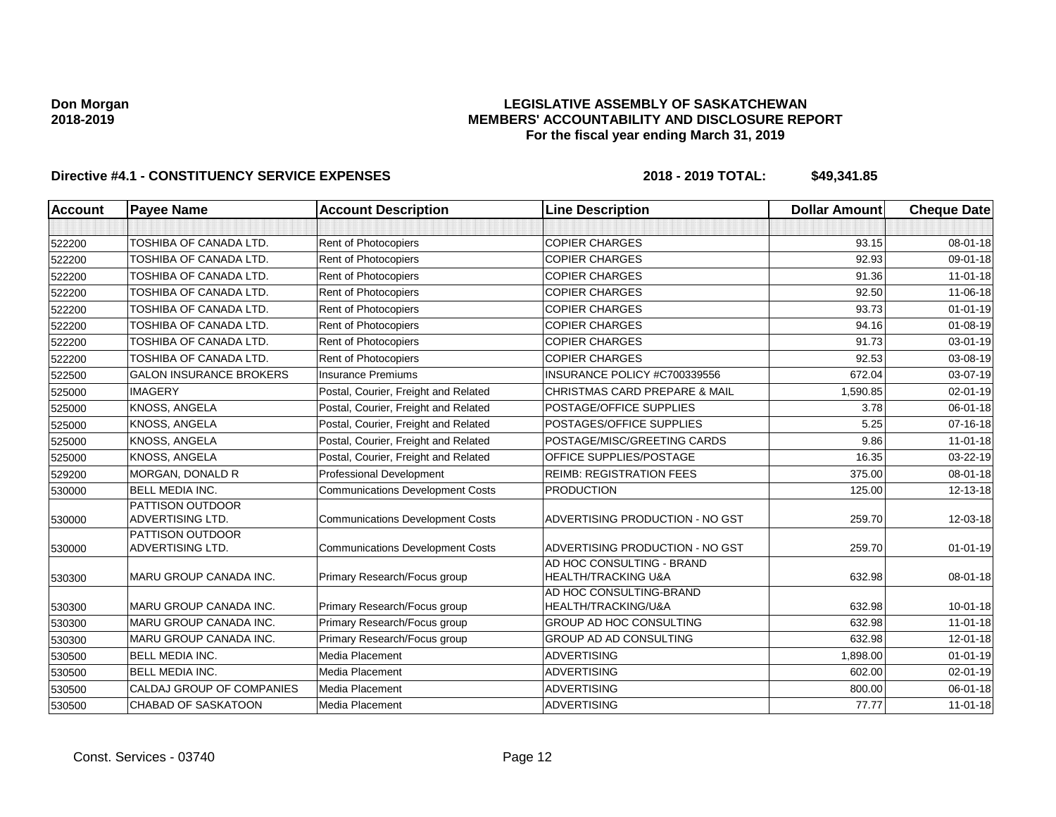**Don Morgan**
**2018-2019**

# LEGISLATIVE ASSEMBLY OF SASKATCHEWAN
## MEMBERS' ACCOUNTABILITY AND DISCLOSURE REPORT
### For the fiscal year ending March 31, 2019

**Directive #4.1 - CONSTITUENCY SERVICE EXPENSES** **2018 - 2019 TOTAL: $49,341.85**

| Account | Payee Name | Account Description | Line Description | Dollar Amount | Cheque Date |
|---|---|---|---|---|---|
| | | | | | |
| 522200 | TOSHIBA OF CANADA LTD. | Rent of Photocopiers | COPIER CHARGES | 93.15 | 08-01-18 |
| 522200 | TOSHIBA OF CANADA LTD. | Rent of Photocopiers | COPIER CHARGES | 92.93 | 09-01-18 |
| 522200 | TOSHIBA OF CANADA LTD. | Rent of Photocopiers | COPIER CHARGES | 91.36 | 11-01-18 |
| 522200 | TOSHIBA OF CANADA LTD. | Rent of Photocopiers | COPIER CHARGES | 92.50 | 11-06-18 |
| 522200 | TOSHIBA OF CANADA LTD. | Rent of Photocopiers | COPIER CHARGES | 93.73 | 01-01-19 |
| 522200 | TOSHIBA OF CANADA LTD. | Rent of Photocopiers | COPIER CHARGES | 94.16 | 01-08-19 |
| 522200 | TOSHIBA OF CANADA LTD. | Rent of Photocopiers | COPIER CHARGES | 91.73 | 03-01-19 |
| 522200 | TOSHIBA OF CANADA LTD. | Rent of Photocopiers | COPIER CHARGES | 92.53 | 03-08-19 |
| 522500 | GALON INSURANCE BROKERS | Insurance Premiums | INSURANCE POLICY #C700339556 | 672.04 | 03-07-19 |
| 525000 | IMAGERY | Postal, Courier, Freight and Related | CHRISTMAS CARD PREPARE & MAIL | 1,590.85 | 02-01-19 |
| 525000 | KNOSS, ANGELA | Postal, Courier, Freight and Related | POSTAGE/OFFICE SUPPLIES | 3.78 | 06-01-18 |
| 525000 | KNOSS, ANGELA | Postal, Courier, Freight and Related | POSTAGES/OFFICE SUPPLIES | 5.25 | 07-16-18 |
| 525000 | KNOSS, ANGELA | Postal, Courier, Freight and Related | POSTAGE/MISC/GREETING CARDS | 9.86 | 11-01-18 |
| 525000 | KNOSS, ANGELA | Postal, Courier, Freight and Related | OFFICE SUPPLIES/POSTAGE | 16.35 | 03-22-19 |
| 529200 | MORGAN, DONALD R | Professional Development | REIMB: REGISTRATION FEES | 375.00 | 08-01-18 |
| 530000 | BELL MEDIA INC. | Communications Development Costs | PRODUCTION | 125.00 | 12-13-18 |
| 530000 | PATTISON OUTDOOR ADVERTISING LTD. | Communications Development Costs | ADVERTISING PRODUCTION - NO GST | 259.70 | 12-03-18 |
| 530000 | PATTISON OUTDOOR ADVERTISING LTD. | Communications Development Costs | ADVERTISING PRODUCTION - NO GST | 259.70 | 01-01-19 |
| 530300 | MARU GROUP CANADA INC. | Primary Research/Focus group | AD HOC CONSULTING - BRAND HEALTH/TRACKING U&A | 632.98 | 08-01-18 |
| 530300 | MARU GROUP CANADA INC. | Primary Research/Focus group | AD HOC CONSULTING-BRAND HEALTH/TRACKING/U&A | 632.98 | 10-01-18 |
| 530300 | MARU GROUP CANADA INC. | Primary Research/Focus group | GROUP AD HOC CONSULTING | 632.98 | 11-01-18 |
| 530300 | MARU GROUP CANADA INC. | Primary Research/Focus group | GROUP AD AD CONSULTING | 632.98 | 12-01-18 |
| 530500 | BELL MEDIA INC. | Media Placement | ADVERTISING | 1,898.00 | 01-01-19 |
| 530500 | BELL MEDIA INC. | Media Placement | ADVERTISING | 602.00 | 02-01-19 |
| 530500 | CALDAJ GROUP OF COMPANIES | Media Placement | ADVERTISING | 800.00 | 06-01-18 |
| 530500 | CHABAD OF SASKATOON | Media Placement | ADVERTISING | 77.77 | 11-01-18 |

Const. Services - 03740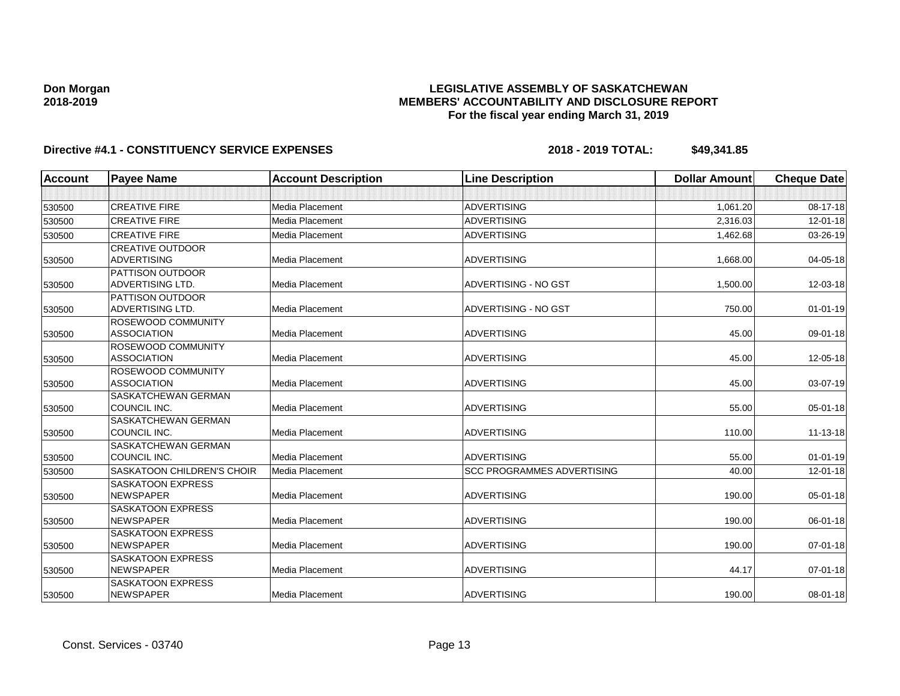**Don Morgan**
**2018-2019**

**LEGISLATIVE ASSEMBLY OF SASKATCHEWAN**
**MEMBERS' ACCOUNTABILITY AND DISCLOSURE REPORT**
**For the fiscal year ending March 31, 2019**

**Directive #4.1 - CONSTITUENCY SERVICE EXPENSES** **2018 - 2019 TOTAL: $49,341.85**

| Account | Payee Name | Account Description | Line Description | Dollar Amount | Cheque Date |
|---|---|---|---|---|---|
| | | | | | |
| 530500 | CREATIVE FIRE | Media Placement | ADVERTISING | 1,061.20 | 08-17-18 |
| 530500 | CREATIVE FIRE | Media Placement | ADVERTISING | 2,316.03 | 12-01-18 |
| 530500 | CREATIVE FIRE | Media Placement | ADVERTISING | 1,462.68 | 03-26-19 |
| 530500 | CREATIVE OUTDOOR ADVERTISING | Media Placement | ADVERTISING | 1,668.00 | 04-05-18 |
| 530500 | PATTISON OUTDOOR ADVERTISING LTD. | Media Placement | ADVERTISING - NO GST | 1,500.00 | 12-03-18 |
| 530500 | PATTISON OUTDOOR ADVERTISING LTD. | Media Placement | ADVERTISING - NO GST | 750.00 | 01-01-19 |
| 530500 | ROSEWOOD COMMUNITY ASSOCIATION | Media Placement | ADVERTISING | 45.00 | 09-01-18 |
| 530500 | ROSEWOOD COMMUNITY ASSOCIATION | Media Placement | ADVERTISING | 45.00 | 12-05-18 |
| 530500 | ROSEWOOD COMMUNITY ASSOCIATION | Media Placement | ADVERTISING | 45.00 | 03-07-19 |
| 530500 | SASKATCHEWAN GERMAN COUNCIL INC. | Media Placement | ADVERTISING | 55.00 | 05-01-18 |
| 530500 | SASKATCHEWAN GERMAN COUNCIL INC. | Media Placement | ADVERTISING | 110.00 | 11-13-18 |
| 530500 | SASKATCHEWAN GERMAN COUNCIL INC. | Media Placement | ADVERTISING | 55.00 | 01-01-19 |
| 530500 | SASKATOON CHILDREN'S CHOIR | Media Placement | SCC PROGRAMMES ADVERTISING | 40.00 | 12-01-18 |
| 530500 | SASKATOON EXPRESS NEWSPAPER | Media Placement | ADVERTISING | 190.00 | 05-01-18 |
| 530500 | SASKATOON EXPRESS NEWSPAPER | Media Placement | ADVERTISING | 190.00 | 06-01-18 |
| 530500 | SASKATOON EXPRESS NEWSPAPER | Media Placement | ADVERTISING | 190.00 | 07-01-18 |
| 530500 | SASKATOON EXPRESS NEWSPAPER | Media Placement | ADVERTISING | 44.17 | 07-01-18 |
| 530500 | SASKATOON EXPRESS NEWSPAPER | Media Placement | ADVERTISING | 190.00 | 08-01-18 |

Const. Services - 03740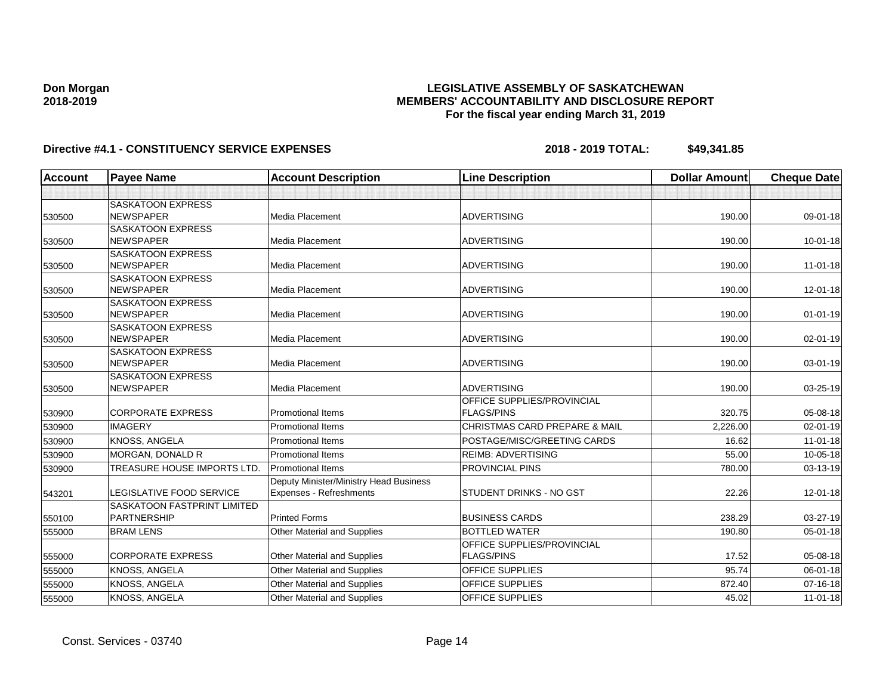**Don Morgan**
**2018-2019**

# LEGISLATIVE ASSEMBLY OF SASKATCHEWAN
## MEMBERS' ACCOUNTABILITY AND DISCLOSURE REPORT
### For the fiscal year ending March 31, 2019

**Directive #4.1 - CONSTITUENCY SERVICE EXPENSES** **2018 - 2019 TOTAL: $49,341.85**

| Account | Payee Name | Account Description | Line Description | Dollar Amount | Cheque Date |
|---|---|---|---|---|---|
| | | | | | |
| 530500 | SASKATOON EXPRESS NEWSPAPER | Media Placement | ADVERTISING | 190.00 | 09-01-18 |
| 530500 | SASKATOON EXPRESS NEWSPAPER | Media Placement | ADVERTISING | 190.00 | 10-01-18 |
| 530500 | SASKATOON EXPRESS NEWSPAPER | Media Placement | ADVERTISING | 190.00 | 11-01-18 |
| 530500 | SASKATOON EXPRESS NEWSPAPER | Media Placement | ADVERTISING | 190.00 | 12-01-18 |
| 530500 | SASKATOON EXPRESS NEWSPAPER | Media Placement | ADVERTISING | 190.00 | 01-01-19 |
| 530500 | SASKATOON EXPRESS NEWSPAPER | Media Placement | ADVERTISING | 190.00 | 02-01-19 |
| 530500 | SASKATOON EXPRESS NEWSPAPER | Media Placement | ADVERTISING | 190.00 | 03-01-19 |
| 530500 | SASKATOON EXPRESS NEWSPAPER | Media Placement | ADVERTISING | 190.00 | 03-25-19 |
| 530900 | CORPORATE EXPRESS | Promotional Items | OFFICE SUPPLIES/PROVINCIAL FLAGS/PINS | 320.75 | 05-08-18 |
| 530900 | IMAGERY | Promotional Items | CHRISTMAS CARD PREPARE & MAIL | 2,226.00 | 02-01-19 |
| 530900 | KNOSS, ANGELA | Promotional Items | POSTAGE/MISC/GREETING CARDS | 16.62 | 11-01-18 |
| 530900 | MORGAN, DONALD R | Promotional Items | REIMB: ADVERTISING | 55.00 | 10-05-18 |
| 530900 | TREASURE HOUSE IMPORTS LTD. | Promotional Items | PROVINCIAL PINS | 780.00 | 03-13-19 |
| 543201 | LEGISLATIVE FOOD SERVICE | Deputy Minister/Ministry Head Business Expenses - Refreshments | STUDENT DRINKS - NO GST | 22.26 | 12-01-18 |
| 550100 | SASKATOON FASTPRINT LIMITED PARTNERSHIP | Printed Forms | BUSINESS CARDS | 238.29 | 03-27-19 |
| 555000 | BRAM LENS | Other Material and Supplies | BOTTLED WATER | 190.80 | 05-01-18 |
| 555000 | CORPORATE EXPRESS | Other Material and Supplies | OFFICE SUPPLIES/PROVINCIAL FLAGS/PINS | 17.52 | 05-08-18 |
| 555000 | KNOSS, ANGELA | Other Material and Supplies | OFFICE SUPPLIES | 95.74 | 06-01-18 |
| 555000 | KNOSS, ANGELA | Other Material and Supplies | OFFICE SUPPLIES | 872.40 | 07-16-18 |
| 555000 | KNOSS, ANGELA | Other Material and Supplies | OFFICE SUPPLIES | 45.02 | 11-01-18 |

Const. Services - 03740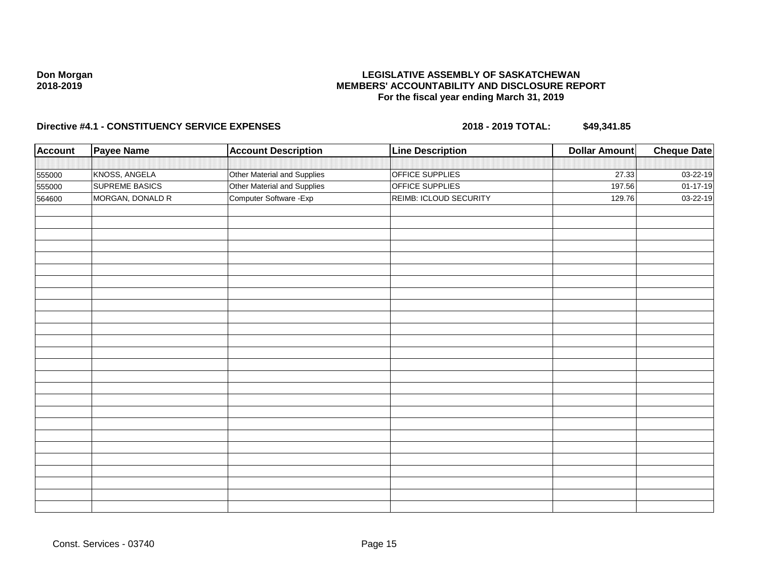**Don Morgan**
**2018-2019**

**LEGISLATIVE ASSEMBLY OF SASKATCHEWAN**
**MEMBERS' ACCOUNTABILITY AND DISCLOSURE REPORT**
**For the fiscal year ending March 31, 2019**

**Directive #4.1 - CONSTITUENCY SERVICE EXPENSES** **2018 - 2019 TOTAL: $49,341.85**

| Account | Payee Name | Account Description | Line Description | Dollar Amount | Cheque Date |
|---|---|---|---|---|---|
| 555000 | KNOSS, ANGELA | Other Material and Supplies | OFFICE SUPPLIES | 27.33 | 03-22-19 |
| 555000 | SUPREME BASICS | Other Material and Supplies | OFFICE SUPPLIES | 197.56 | 01-17-19 |
| 564600 | MORGAN, DONALD R | Computer Software -Exp | REIMB: ICLOUD SECURITY | 129.76 | 03-22-19 |

Const. Services - 03740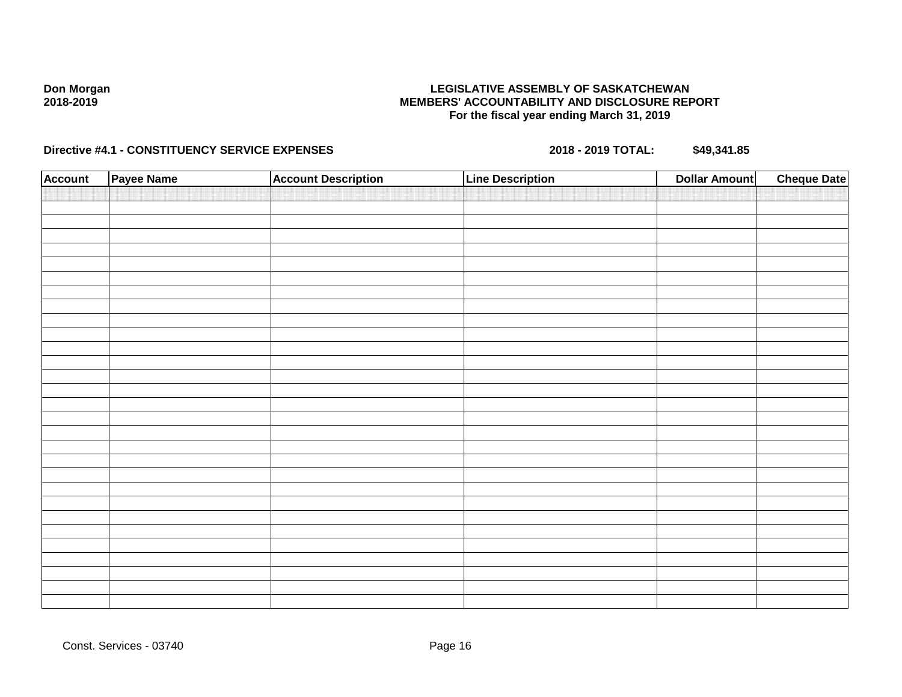**Don Morgan**
**2018-2019**

**LEGISLATIVE ASSEMBLY OF SASKATCHEWAN**
**MEMBERS' ACCOUNTABILITY AND DISCLOSURE REPORT**
**For the fiscal year ending March 31, 2019**

**Directive #4.1 - CONSTITUENCY SERVICE EXPENSES** **2018 - 2019 TOTAL:** **$49,341.85**

| Account | Payee Name | Account Description | Line Description | Dollar Amount | Cheque Date |
|---|---|---|---|---|---|
| | | | | | |

Const. Services - 03740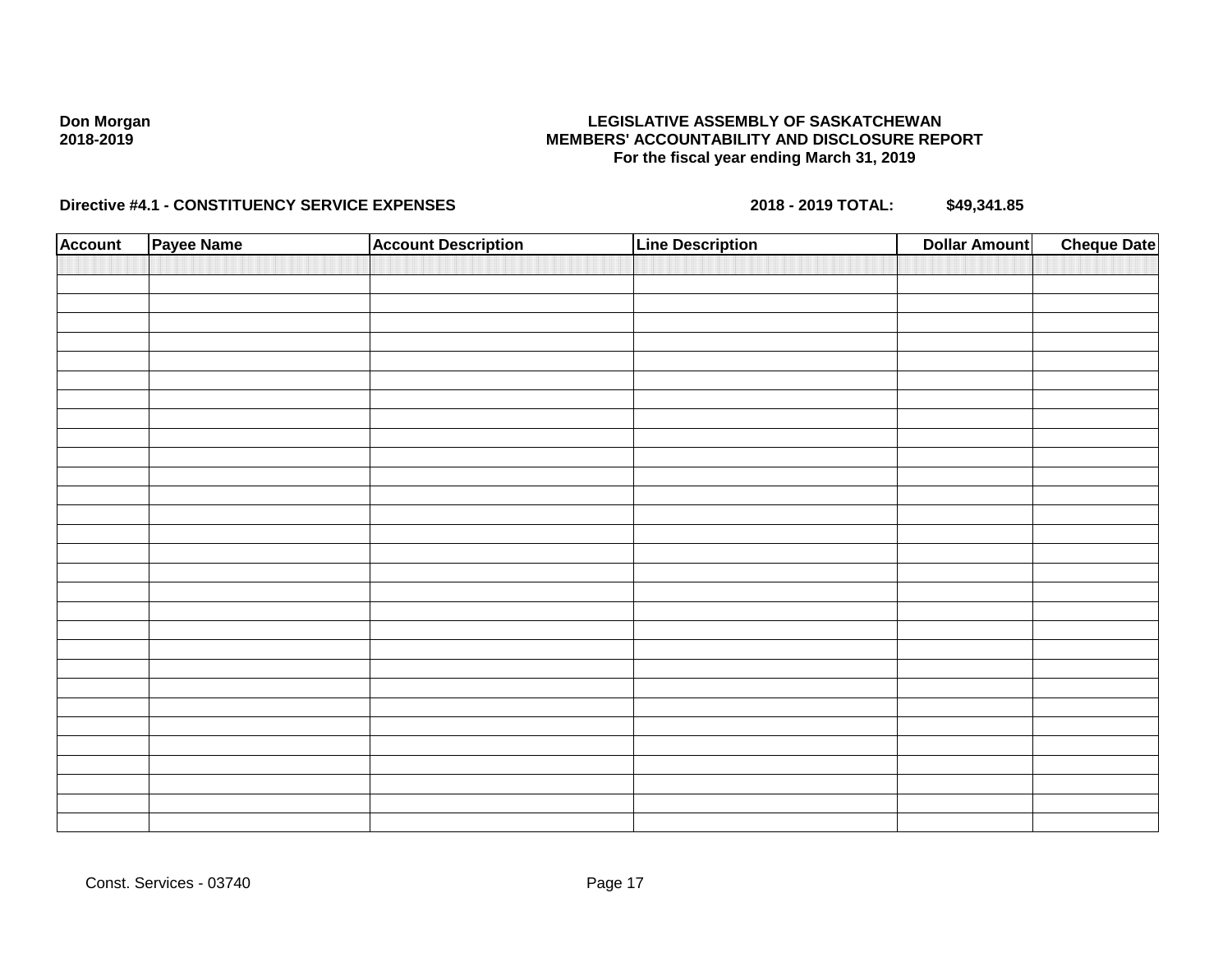**Don Morgan**
**2018-2019**

**LEGISLATIVE ASSEMBLY OF SASKATCHEWAN**
**MEMBERS' ACCOUNTABILITY AND DISCLOSURE REPORT**
**For the fiscal year ending March 31, 2019**

**Directive #4.1 - CONSTITUENCY SERVICE EXPENSES** **2018 - 2019 TOTAL:** **$49,341.85**

| Account | Payee Name | Account Description | Line Description | Dollar Amount | Cheque Date |
|---|---|---|---|---|---|

Const. Services - 03740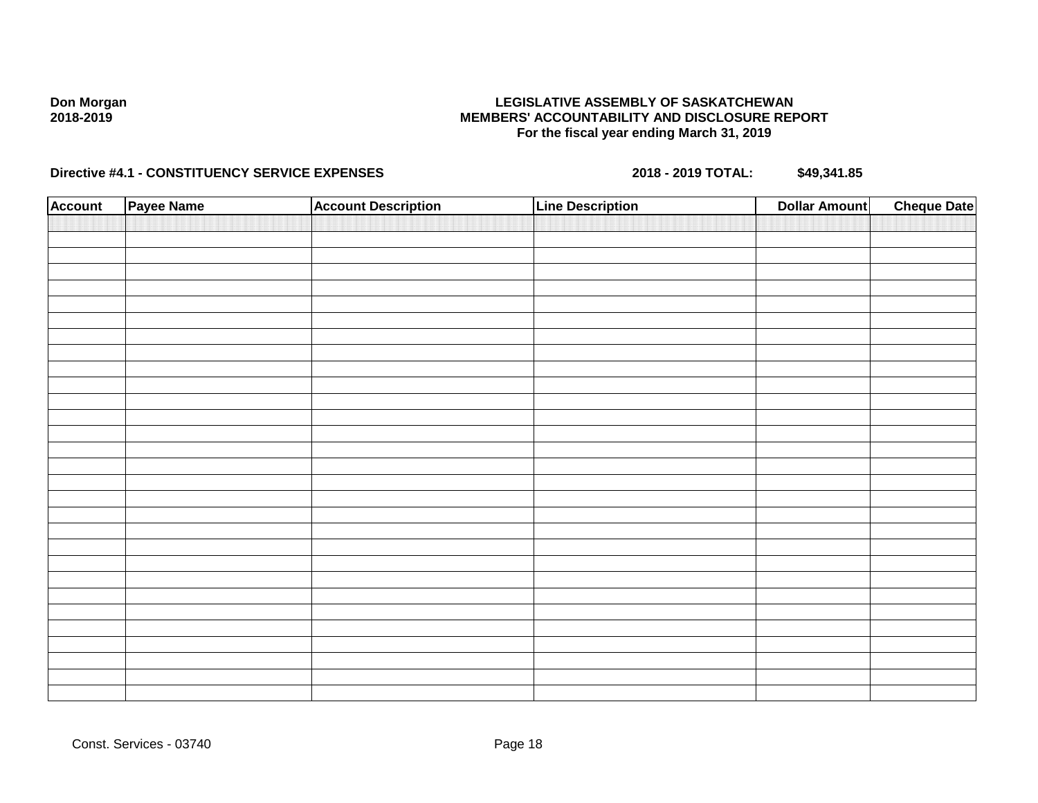Don Morgan
2018-2019

**LEGISLATIVE ASSEMBLY OF SASKATCHEWAN**
**MEMBERS' ACCOUNTABILITY AND DISCLOSURE REPORT**
**For the fiscal year ending March 31, 2019**

**Directive #4.1 - CONSTITUENCY SERVICE EXPENSES** **2018 - 2019 TOTAL:** **$49,341.85**

| Account | Payee Name | Account Description | Line Description | Dollar Amount | Cheque Date |
|---|---|---|---|---|---|

Const. Services - 03740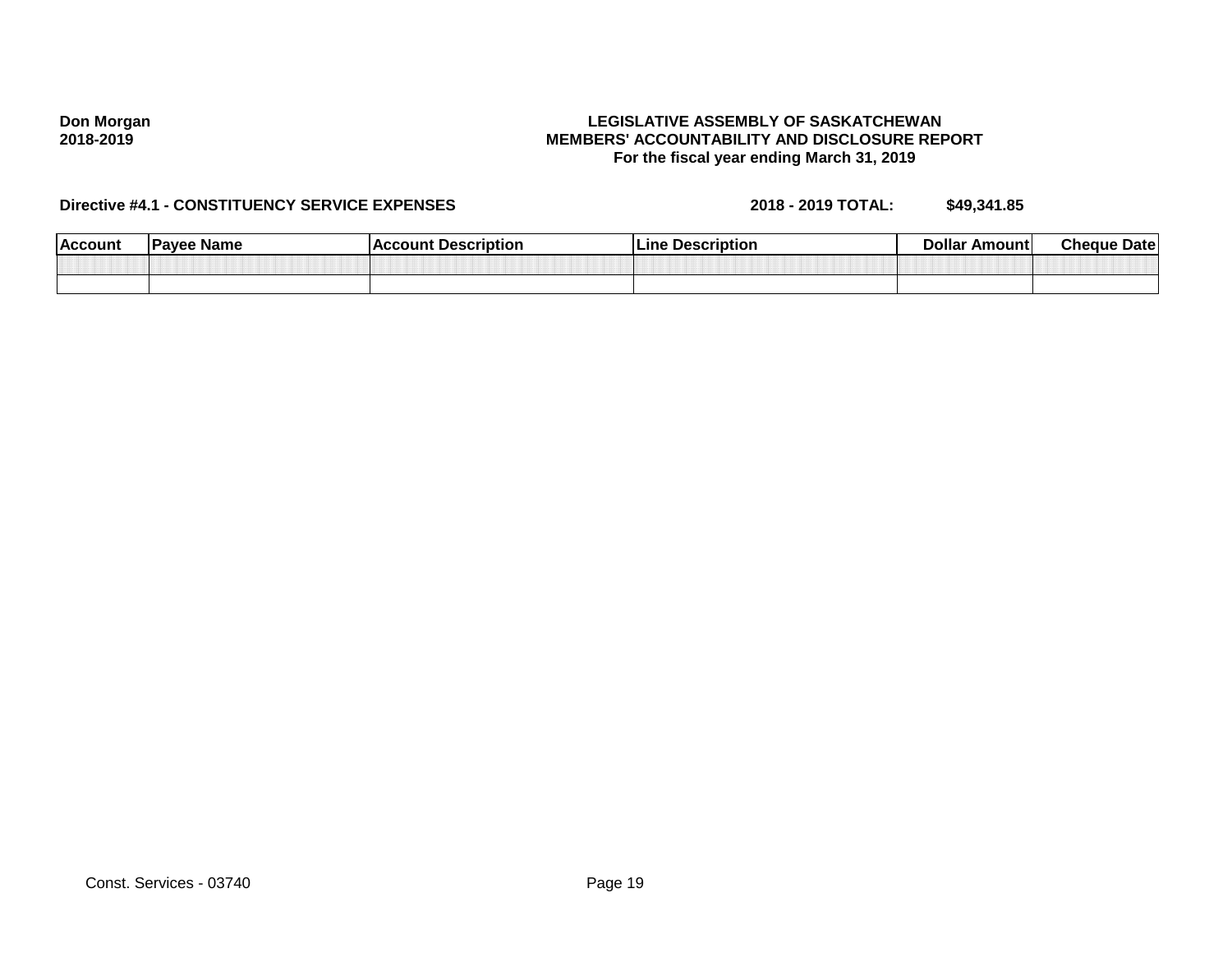**Don Morgan**
**2018-2019**

**LEGISLATIVE ASSEMBLY OF SASKATCHEWAN**
**MEMBERS' ACCOUNTABILITY AND DISCLOSURE REPORT**
**For the fiscal year ending March 31, 2019**

**Directive #4.1 - CONSTITUENCY SERVICE EXPENSES** **2018 - 2019 TOTAL: $49,341.85**

| Account | Payee Name | Account Description | Line Description | Dollar Amount | Cheque Date |
|---|---|---|---|---|---|
| | | | | | |
| | | | | | |

Const. Services - 03740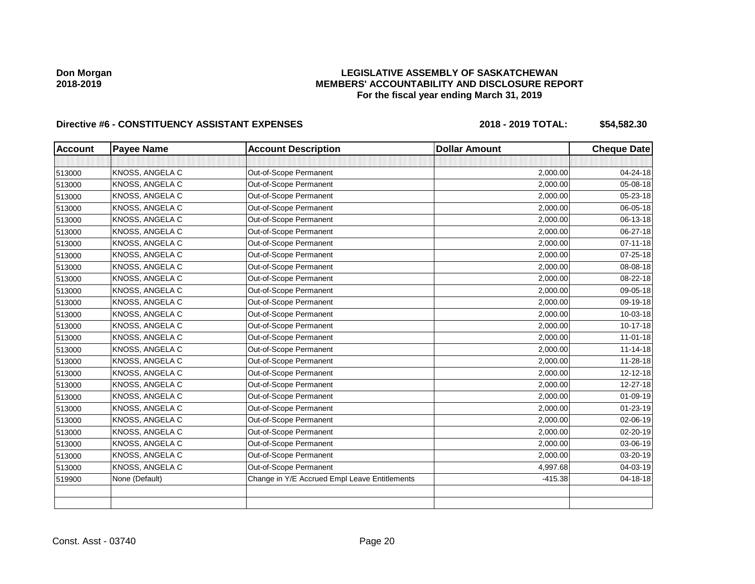**Don Morgan**
**2018-2019**

# LEGISLATIVE ASSEMBLY OF SASKATCHEWAN
## MEMBERS' ACCOUNTABILITY AND DISCLOSURE REPORT
### For the fiscal year ending March 31, 2019

**Directive #6 - CONSTITUENCY ASSISTANT EXPENSES** **2018 - 2019 TOTAL: $54,582.30**

| Account | Payee Name | Account Description | Dollar Amount | Cheque Date |
|---|---|---|---|---|
| | | | | |
| 513000 | KNOSS, ANGELA C | Out-of-Scope Permanent | 2,000.00 | 04-24-18 |
| 513000 | KNOSS, ANGELA C | Out-of-Scope Permanent | 2,000.00 | 05-08-18 |
| 513000 | KNOSS, ANGELA C | Out-of-Scope Permanent | 2,000.00 | 05-23-18 |
| 513000 | KNOSS, ANGELA C | Out-of-Scope Permanent | 2,000.00 | 06-05-18 |
| 513000 | KNOSS, ANGELA C | Out-of-Scope Permanent | 2,000.00 | 06-13-18 |
| 513000 | KNOSS, ANGELA C | Out-of-Scope Permanent | 2,000.00 | 06-27-18 |
| 513000 | KNOSS, ANGELA C | Out-of-Scope Permanent | 2,000.00 | 07-11-18 |
| 513000 | KNOSS, ANGELA C | Out-of-Scope Permanent | 2,000.00 | 07-25-18 |
| 513000 | KNOSS, ANGELA C | Out-of-Scope Permanent | 2,000.00 | 08-08-18 |
| 513000 | KNOSS, ANGELA C | Out-of-Scope Permanent | 2,000.00 | 08-22-18 |
| 513000 | KNOSS, ANGELA C | Out-of-Scope Permanent | 2,000.00 | 09-05-18 |
| 513000 | KNOSS, ANGELA C | Out-of-Scope Permanent | 2,000.00 | 09-19-18 |
| 513000 | KNOSS, ANGELA C | Out-of-Scope Permanent | 2,000.00 | 10-03-18 |
| 513000 | KNOSS, ANGELA C | Out-of-Scope Permanent | 2,000.00 | 10-17-18 |
| 513000 | KNOSS, ANGELA C | Out-of-Scope Permanent | 2,000.00 | 11-01-18 |
| 513000 | KNOSS, ANGELA C | Out-of-Scope Permanent | 2,000.00 | 11-14-18 |
| 513000 | KNOSS, ANGELA C | Out-of-Scope Permanent | 2,000.00 | 11-28-18 |
| 513000 | KNOSS, ANGELA C | Out-of-Scope Permanent | 2,000.00 | 12-12-18 |
| 513000 | KNOSS, ANGELA C | Out-of-Scope Permanent | 2,000.00 | 12-27-18 |
| 513000 | KNOSS, ANGELA C | Out-of-Scope Permanent | 2,000.00 | 01-09-19 |
| 513000 | KNOSS, ANGELA C | Out-of-Scope Permanent | 2,000.00 | 01-23-19 |
| 513000 | KNOSS, ANGELA C | Out-of-Scope Permanent | 2,000.00 | 02-06-19 |
| 513000 | KNOSS, ANGELA C | Out-of-Scope Permanent | 2,000.00 | 02-20-19 |
| 513000 | KNOSS, ANGELA C | Out-of-Scope Permanent | 2,000.00 | 03-06-19 |
| 513000 | KNOSS, ANGELA C | Out-of-Scope Permanent | 2,000.00 | 03-20-19 |
| 513000 | KNOSS, ANGELA C | Out-of-Scope Permanent | 4,997.68 | 04-03-19 |
| 519900 | None (Default) | Change in Y/E Accrued Empl Leave Entitlements | -415.38 | 04-18-18 |
| | | | | |
| | | | | |

Const. Asst - 03740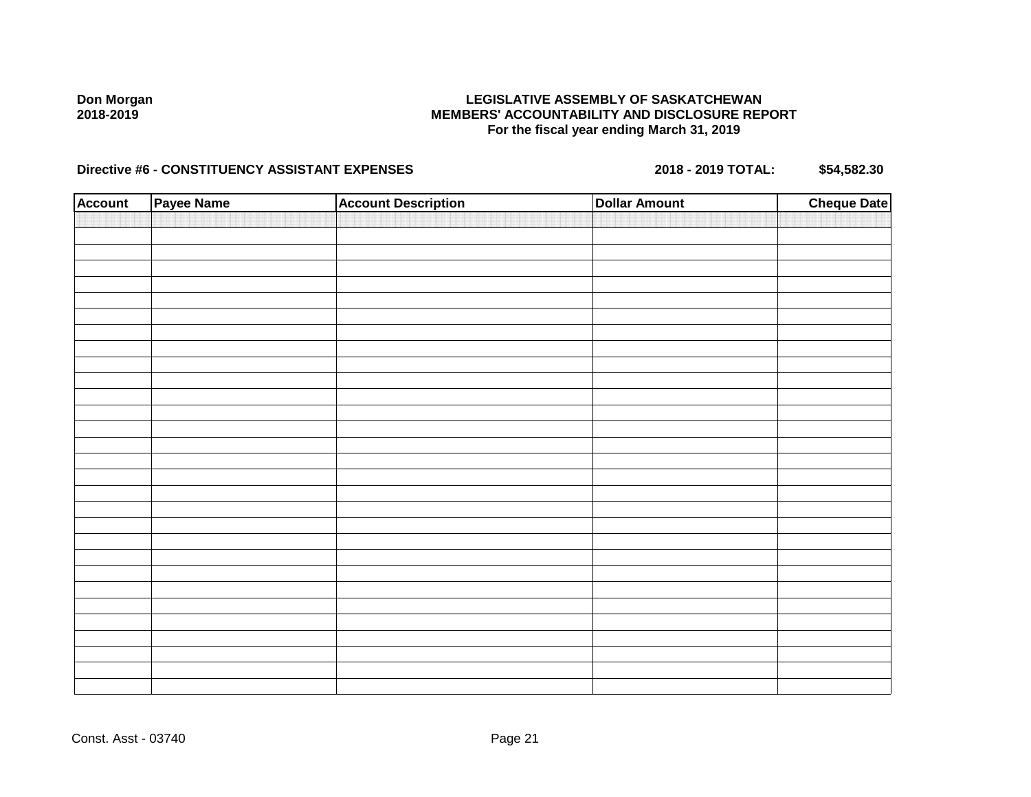Don Morgan
2018-2019

**LEGISLATIVE ASSEMBLY OF SASKATCHEWAN**
**MEMBERS' ACCOUNTABILITY AND DISCLOSURE REPORT**
**For the fiscal year ending March 31, 2019**

**Directive #6 - CONSTITUENCY ASSISTANT EXPENSES** **2018 - 2019 TOTAL: $54,582.30**

| Account | Payee Name | Account Description | Dollar Amount | Cheque Date |
|---|---|---|---|---|
| | | | | |

Const. Asst - 03740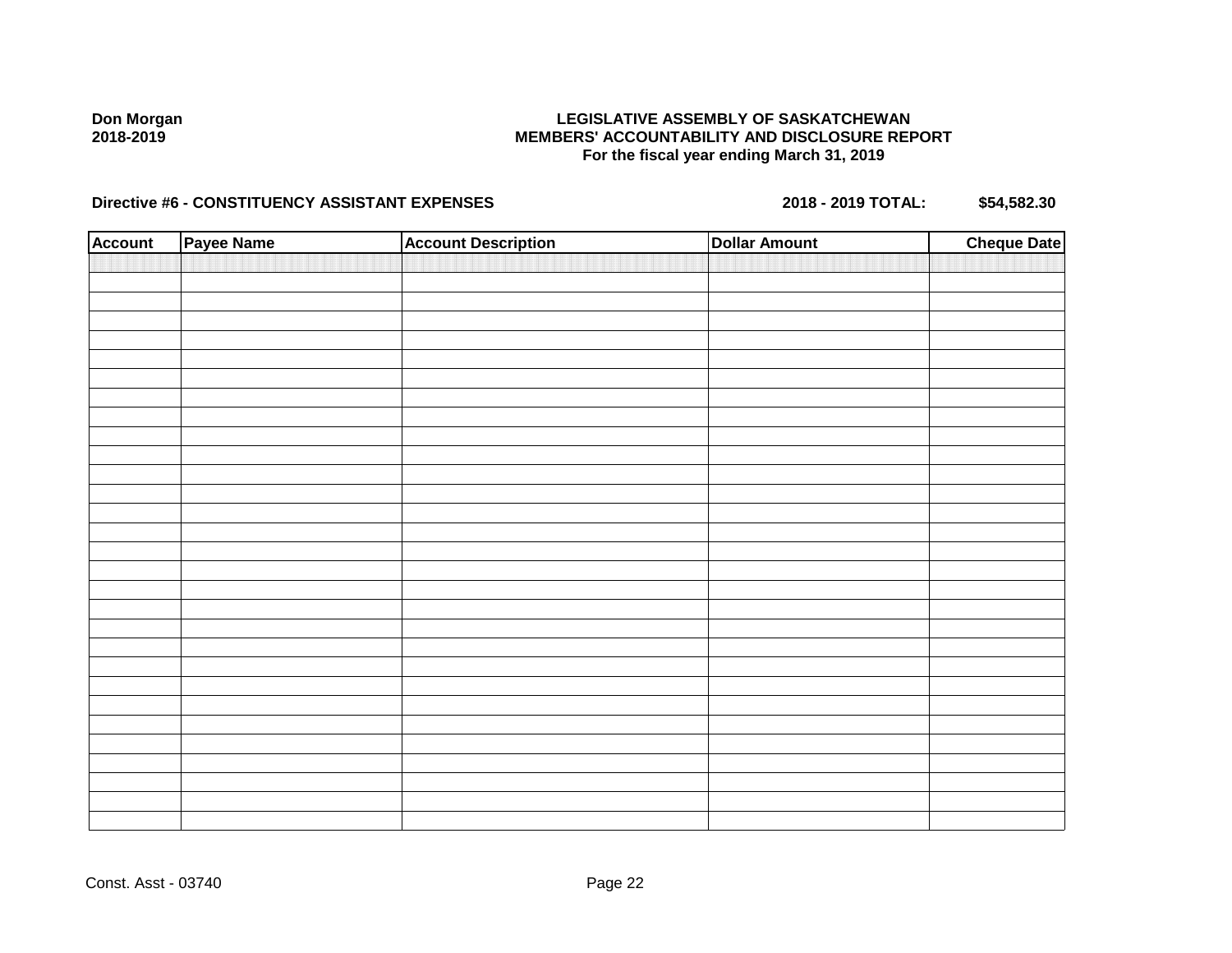**Don Morgan**
**2018-2019**

**LEGISLATIVE ASSEMBLY OF SASKATCHEWAN**
**MEMBERS' ACCOUNTABILITY AND DISCLOSURE REPORT**
**For the fiscal year ending March 31, 2019**

**Directive #6 - CONSTITUENCY ASSISTANT EXPENSES** **2018 - 2019 TOTAL: $54,582.30**

| Account | Payee Name | Account Description | Dollar Amount | Cheque Date |
|---|---|---|---|---|
| | | | | |

Const. Asst - 03740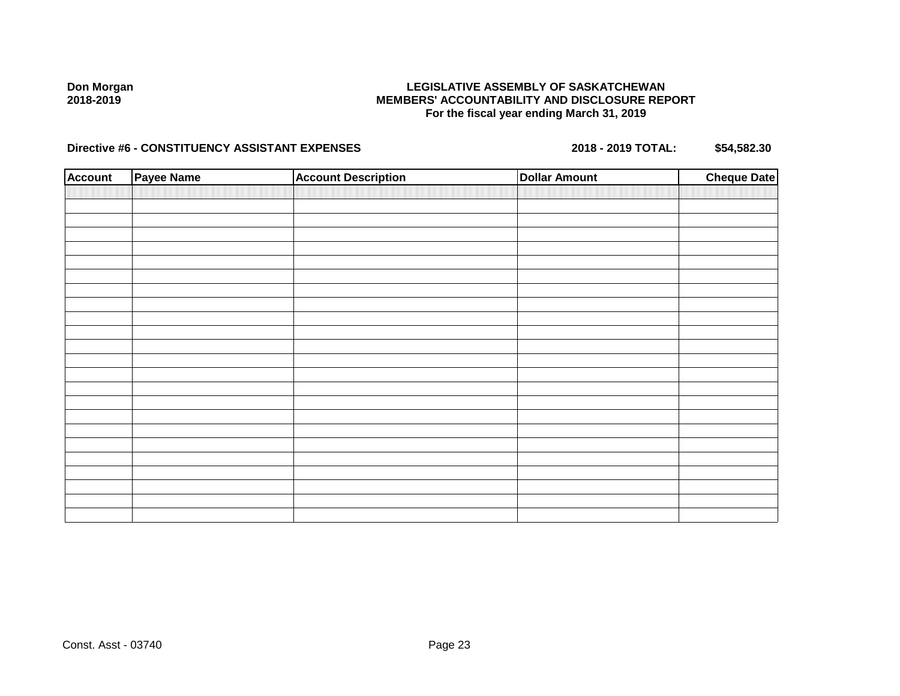**Don Morgan**
**2018-2019**

**LEGISLATIVE ASSEMBLY OF SASKATCHEWAN**
**MEMBERS' ACCOUNTABILITY AND DISCLOSURE REPORT**
**For the fiscal year ending March 31, 2019**

**Directive #6 - CONSTITUENCY ASSISTANT EXPENSES** **2018 - 2019 TOTAL:** **$54,582.30**

| Account | Payee Name | Account Description | Dollar Amount | Cheque Date |
|---|---|---|---|---|
| | | | | |

Const. Asst - 03740